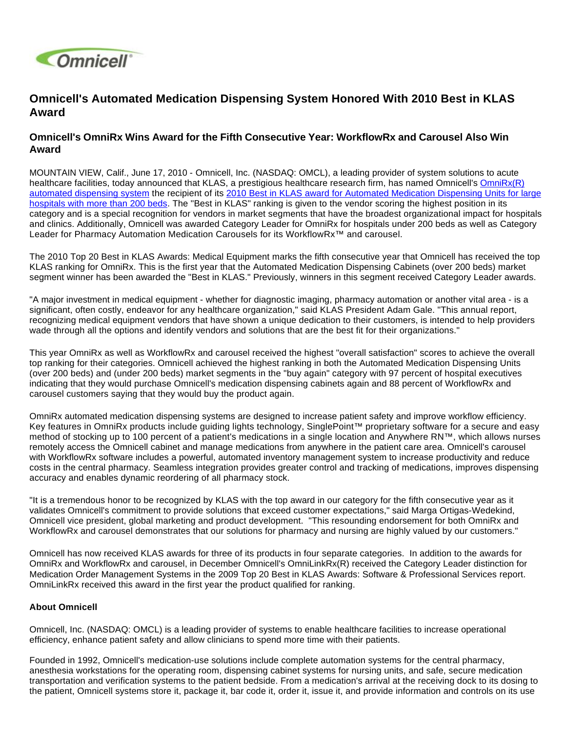# Omnicell's Automated Medication Dispensing System Honored With 2010 Best in KLAS Award

## Omnicell's OmniRx Wins Award for the Fifth Consecutive Year: WorkflowRx and Carousel Also Win Award

MOUNTAIN VIEW, Calif., June 17, 2010 - Omnicell, Inc. (NASDAQ: OMCL), a leading provider of system solutions to acute healthcare facilities, today announced that KLAS, a prestigious healthcare research firm, has named Omnicell's OmniRx(R) automated dispensing system the recipient of its 2010 Best in KLAS award for Automated Medication Dispensing Units for large hospitals with more than 200 beds. The "Best in KLAS" ranking is given to the vendor scoring the highest position in its category and is a special recognition for vendors in market segments that have the broadest organizational impact for hospitals and clinics. Additionally, Omnicell was awarded Category Leader for OmniRx for hospitals under 200 beds as well as Category Leader for Pharmacy Automation Medication Carousels for its WorkflowRx™ and carousel.

The 2010 Top 20 Best in KLAS Awards: Medical Equipment marks the fifth consecutive year that Omnicell has received the top KLAS ranking for OmniRx. This is the first year that the Automated Medication Dispensing Cabinets (over 200 beds) market segment winner has been awarded the "Best in KLAS." Previously, winners in this segment received Category Leader awards.

"A major investment in medical equipment - whether for diagnostic imaging, pharmacy automation or another vital area - is a significant, often costly, endeavor for any healthcare organization," said KLAS President Adam Gale. "This annual report, recognizing medical equipment vendors that have shown a unique dedication to their customers, is intended to help providers wade through all the options and identify vendors and solutions that are the best fit for their organizations."

This year OmniRx as well as WorkflowRx and carousel received the highest "overall satisfaction" scores to achieve the overall top ranking for their categories. Omnicell achieved the highest ranking in both the Automated Medication Dispensing Units (over 200 beds) and (under 200 beds) market segments in the "buy again" category with 97 percent of hospital executives indicating that they would purchase Omnicell's medication dispensing cabinets again and 88 percent of WorkflowRx and carousel customers saying that they would buy the product again.

OmniRx automated medication dispensing systems are designed to increase patient safety and improve workflow efficiency. Key features in OmniRx products include guiding lights technology, SinglePoint™ proprietary software for a secure and easy method of stocking up to 100 percent of a patient's medications in a single location and Anywhere RN™, which allows nurses remotely access the Omnicell cabinet and manage medications from anywhere in the patient care area. Omnicell's carousel with WorkflowRx software includes a powerful, automated inventory management system to increase productivity and reduce costs in the central pharmacy. Seamless integration provides greater control and tracking of medications, improves dispensing accuracy and enables dynamic reordering of all pharmacy stock.

"It is a tremendous honor to be recognized by KLAS with the top award in our category for the fifth consecutive year as it validates Omnicell's commitment to provide solutions that exceed customer expectations," said Marga Ortigas-Wedekind, Omnicell vice president, global marketing and product development. "This resounding endorsement for both OmniRx and WorkflowRx and carousel demonstrates that our solutions for pharmacy and nursing are highly valued by our customers."

Omnicell has now received KLAS awards for three of its products in four separate categories. In addition to the awards for OmniRx and WorkflowRx and carousel, in December Omnicell's OmniLinkRx(R) received the Category Leader distinction for Medication Order Management Systems in the 2009 Top 20 Best in KLAS Awards: Software & Professional Services report. OmniLinkRx received this award in the first year the product qualified for ranking.

**About Omnicell**

Omnicell, Inc. (NASDAQ: OMCL) is a leading provider of systems to enable healthcare facilities to increase operational efficiency, enhance patient safety and allow clinicians to spend more time with their patients.

Founded in 1992, Omnicell's medication-use solutions include complete automation systems for the central pharmacy, anesthesia workstations for the operating room, dispensing cabinet systems for nursing units, and safe, secure medication transportation and verification systems to the patient bedside. From a medication's arrival at the receiving dock to its dosing to the patient, Omnicell systems store it, package it, bar code it, order it, issue it, and provide information and controls on its use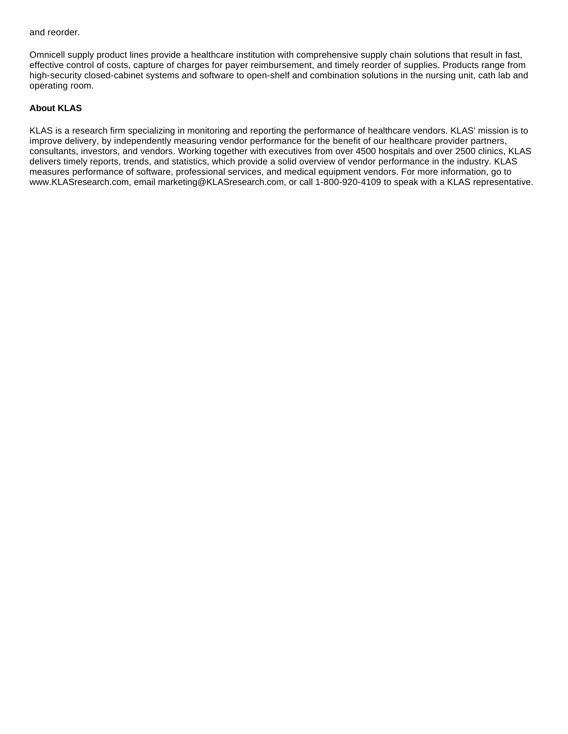and reorder.

Omnicell supply product lines provide a healthcare institution with comprehensive supply chain solutions that result in fast, effective control of costs, capture of charges for payer reimbursement, and timely reorder of supplies. Products range from high-security closed-cabinet systems and software to open-shelf and combination solutions in the nursing unit, cath lab and operating room.

**About KLAS**

KLAS is a research firm specializing in monitoring and reporting the performance of healthcare vendors. KLAS' mission is to improve delivery, by independently measuring vendor performance for the benefit of our healthcare provider partners, consultants, investors, and vendors. Working together with executives from over 4500 hospitals and over 2500 clinics, KLAS delivers timely reports, trends, and statistics, which provide a solid overview of vendor performance in the industry. KLAS measures performance of software, professional services, and medical equipment vendors. For more information, go to www.KLASresearch.com, email marketing@KLASresearch.com, or call 1-800-920-4109 to speak with a KLAS representative.